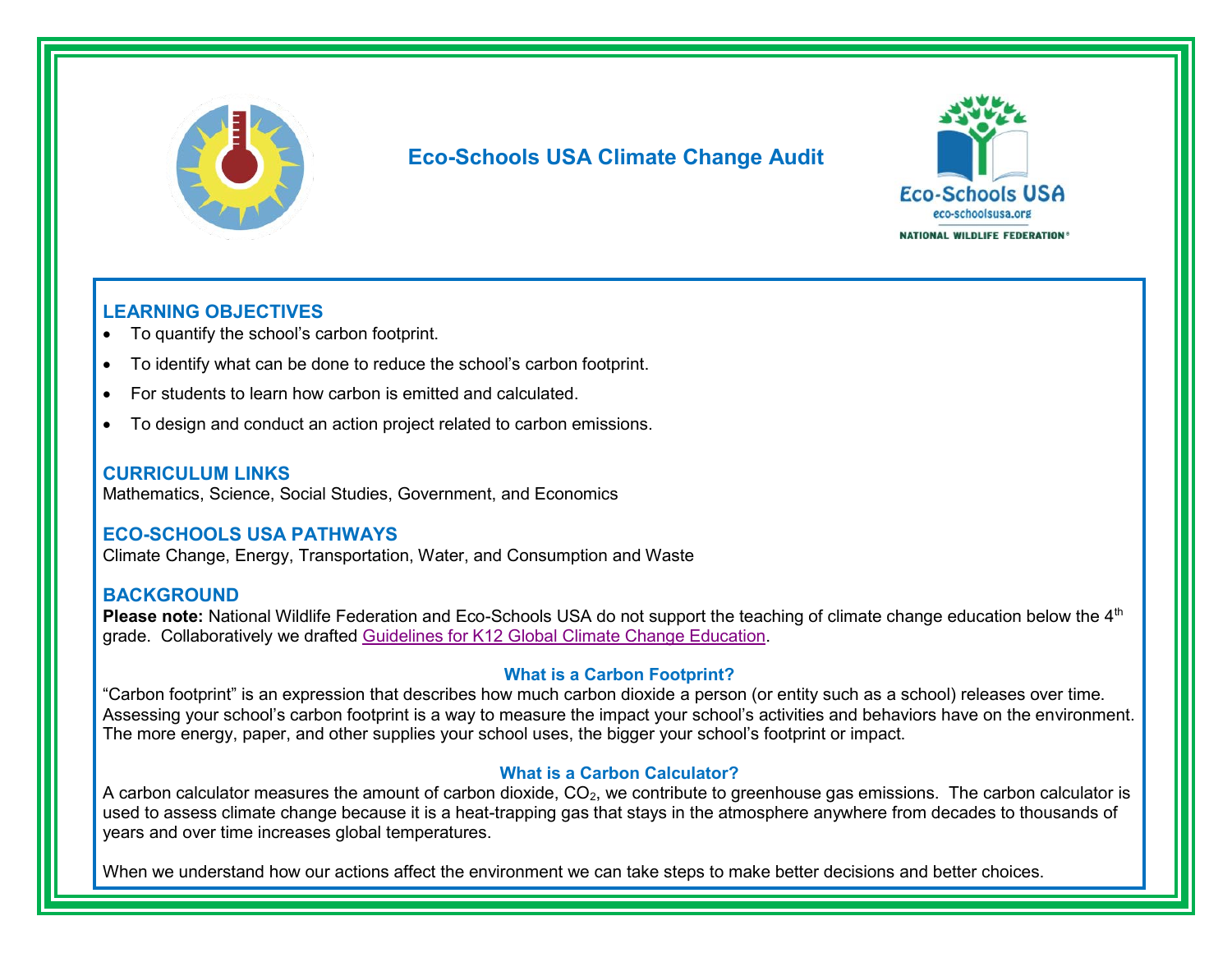# Eco-Schools USA Climate Change Audit

## LEARNING OBJECTIVES

- To quantify the school's carbon footprint.
- To identify what can be done to reduce the school's carbon footprint.
- For students to learn how carbon is emitted and calculated.
- To design and conduct an action project related to carbon emissions.

## CURRICULUM LINKS

Mathematics, Science, Social Studies, Government, and Economics

## ECO-SCHOOLS USA PATHWAYS

Climate Change, Energy, Transportation, Water, and Consumption and Waste

## BACKGROUND

**Please note:** National Wildlife Federation and Eco-Schools USA do not support the teaching of climate change education below the 4th grade. Collaboratively we drafted Guidelines for K12 Global Climate Change Education.

### What is a Carbon Footprint?

"Carbon footprint" is an expression that describes how much carbon dioxide a person (or entity such as a school) releases over time. Assessing your school's carbon footprint is a way to measure the impact your school's activities and behaviors have on the environment. The more energy, paper, and other supplies your school uses, the bigger your school's footprint or impact.

### What is a Carbon Calculator?

A carbon calculator measures the amount of carbon dioxide, $CO_2$, we contribute to greenhouse gas emissions. The carbon calculator is used to assess climate change because it is a heat-trapping gas that stays in the atmosphere anywhere from decades to thousands of years and over time increases global temperatures.

When we understand how our actions affect the environment we can take steps to make better decisions and better choices.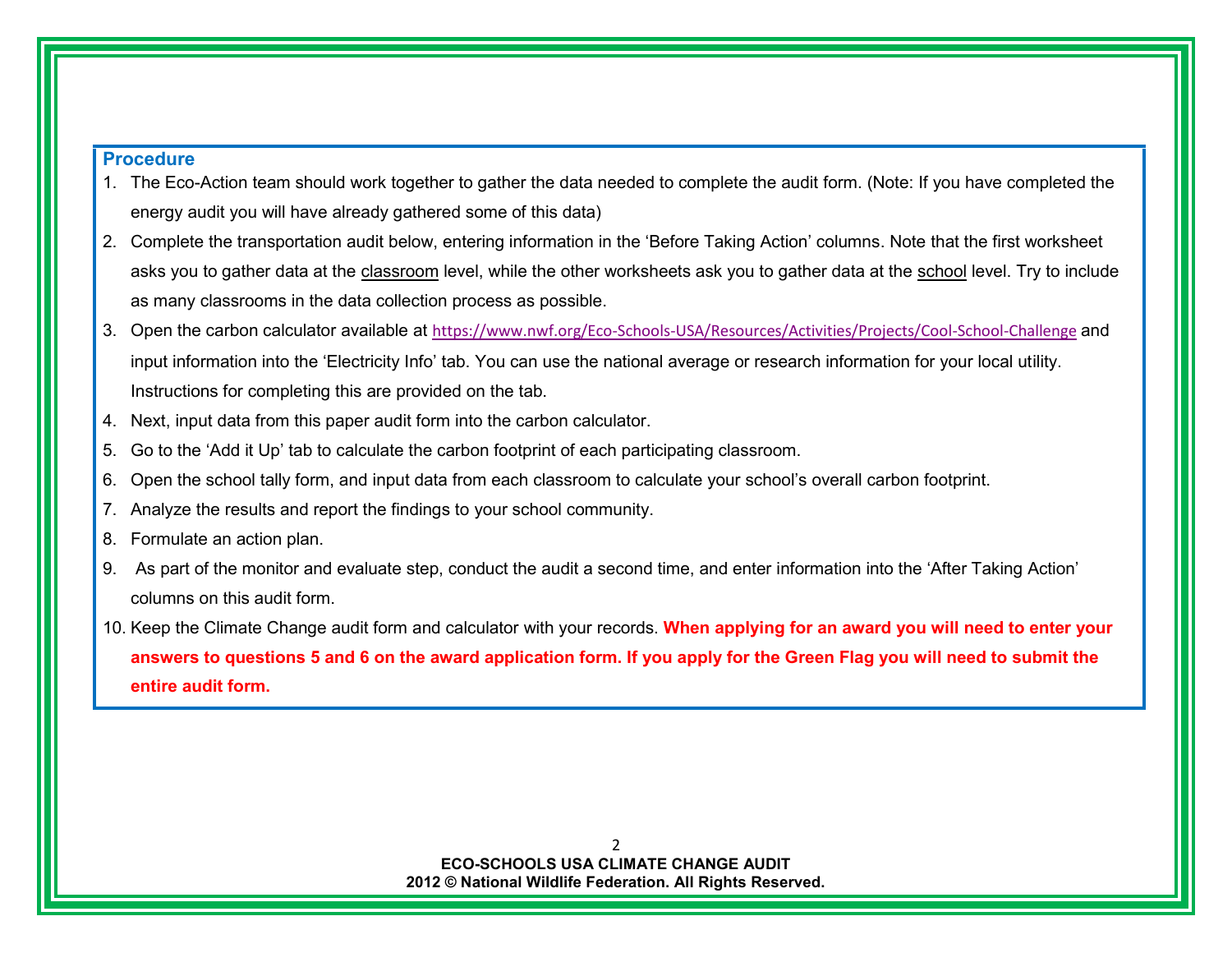## Procedure

1. The Eco-Action team should work together to gather the data needed to complete the audit form. (Note: If you have completed the energy audit you will have already gathered some of this data)
2. Complete the transportation audit below, entering information in the 'Before Taking Action' columns. Note that the first worksheet asks you to gather data at the <u>classroom</u> level, while the other worksheets ask you to gather data at the <u>school</u> level. Try to include as many classrooms in the data collection process as possible.
3. Open the carbon calculator available at https://www.nwf.org/Eco-Schools-USA/Resources/Activities/Projects/Cool-School-Challenge and input information into the 'Electricity Info' tab. You can use the national average or research information for your local utility. Instructions for completing this are provided on the tab.
4. Next, input data from this paper audit form into the carbon calculator.
5. Go to the 'Add it Up' tab to calculate the carbon footprint of each participating classroom.
6. Open the school tally form, and input data from each classroom to calculate your school's overall carbon footprint.
7. Analyze the results and report the findings to your school community.
8. Formulate an action plan.
9. As part of the monitor and evaluate step, conduct the audit a second time, and enter information into the 'After Taking Action' columns on this audit form.
10. Keep the Climate Change audit form and calculator with your records. **When applying for an award you will need to enter your answers to questions 5 and 6 on the award application form. If you apply for the Green Flag you will need to submit the entire audit form.**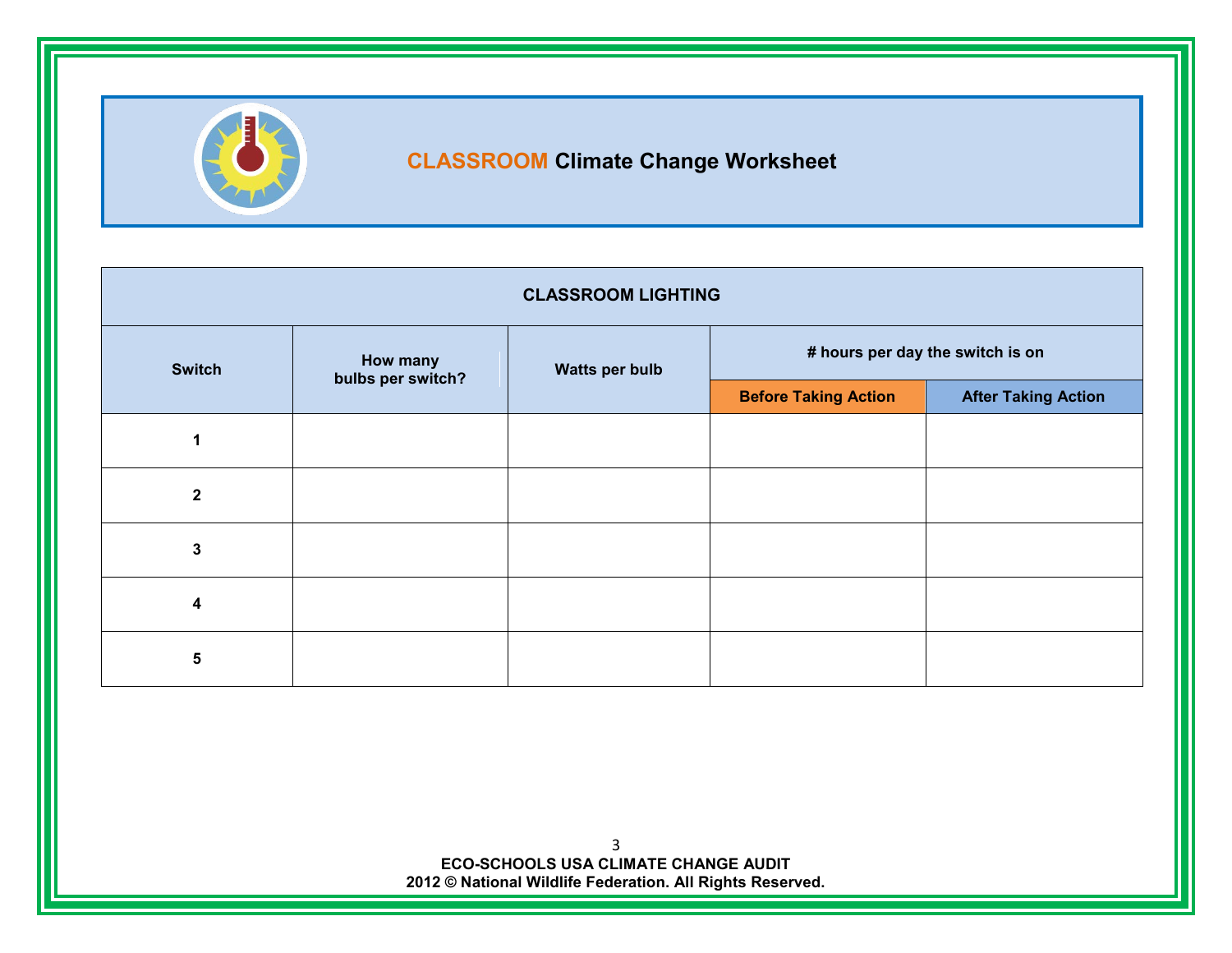# CLASSROOM Climate Change Worksheet

| CLASSROOM LIGHTING | | | | |
|---|---|---|---|---|
| Switch | How many bulbs per switch? | Watts per bulb | # hours per day the switch is on | |
| | | | Before Taking Action | After Taking Action |
| 1 | | | | |
| 2 | | | | |
| 3 | | | | |
| 4 | | | | |
| 5 | | | | |

**ECO-SCHOOLS USA CLIMATE CHANGE AUDIT**
**2012 © National Wildlife Federation. All Rights Reserved.**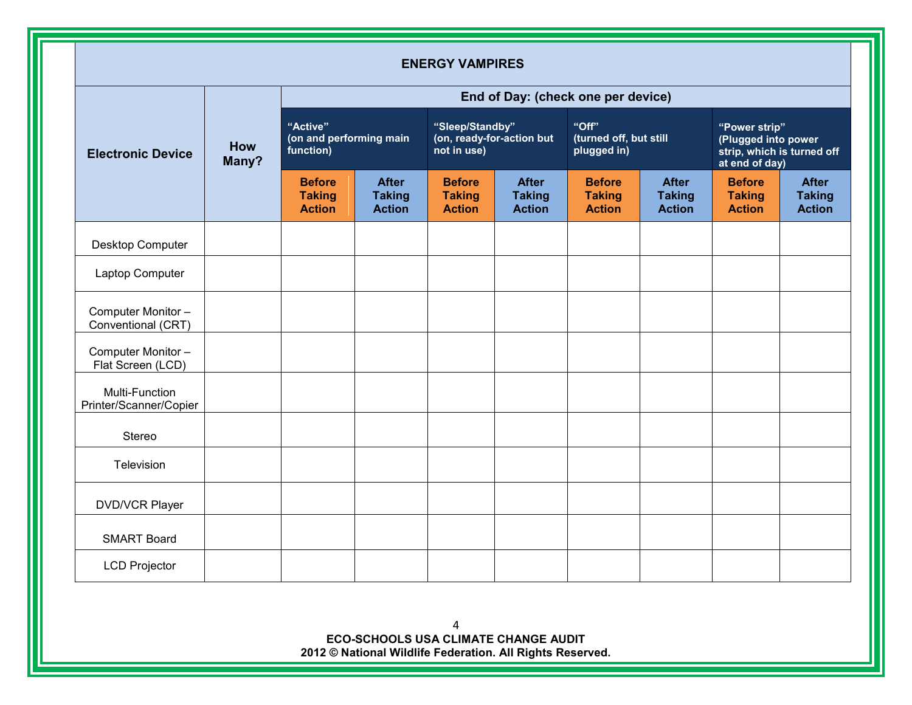| ENERGY VAMPIRES | | | | | | | | | | |
|---|---|---|---|---|---|---|---|---|---|---|
| **Electronic Device** | **How Many?** | **End of Day: (check one per device)** | | | | | | | | |
| | | **"Active" (on and performing main function)** | | **"Sleep/Standby" (on, ready-for-action but not in use)** | | **"Off" (turned off, but still plugged in)** | | **"Power strip" (Plugged into power strip, which is turned off at end of day)** | |
| | | **Before Taking Action** | **After Taking Action** | **Before Taking Action** | **After Taking Action** | **Before Taking Action** | **After Taking Action** | **Before Taking Action** | **After Taking Action** |
| Desktop Computer | | | | | | | | | |
| Laptop Computer | | | | | | | | | |
| Computer Monitor – Conventional (CRT) | | | | | | | | | |
| Computer Monitor – Flat Screen (LCD) | | | | | | | | | |
| Multi-Function Printer/Scanner/Copier | | | | | | | | | |
| Stereo | | | | | | | | | |
| Television | | | | | | | | | |
| DVD/VCR Player | | | | | | | | | |
| SMART Board | | | | | | | | | |
| LCD Projector | | | | | | | | | |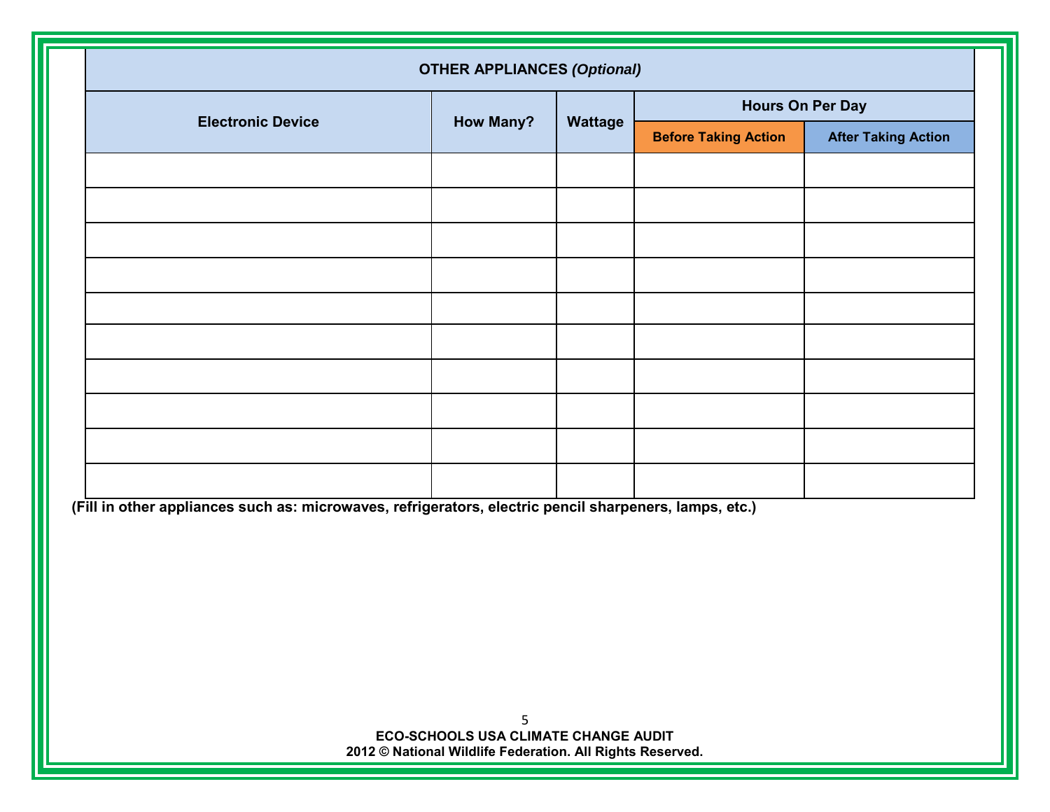| OTHER APPLIANCES *(Optional)* | | | | |
|---|---|---|---|---|
| **Electronic Device** | **How Many?** | **Wattage** | **Hours On Per Day** | |
| | | | **Before Taking Action** | **After Taking Action** |
| | | | | |
| | | | | |
| | | | | |
| | | | | |
| | | | | |
| | | | | |
| | | | | |
| | | | | |
| | | | | |
| | | | | |

**(Fill in other appliances such as: microwaves, refrigerators, electric pencil sharpeners, lamps, etc.)**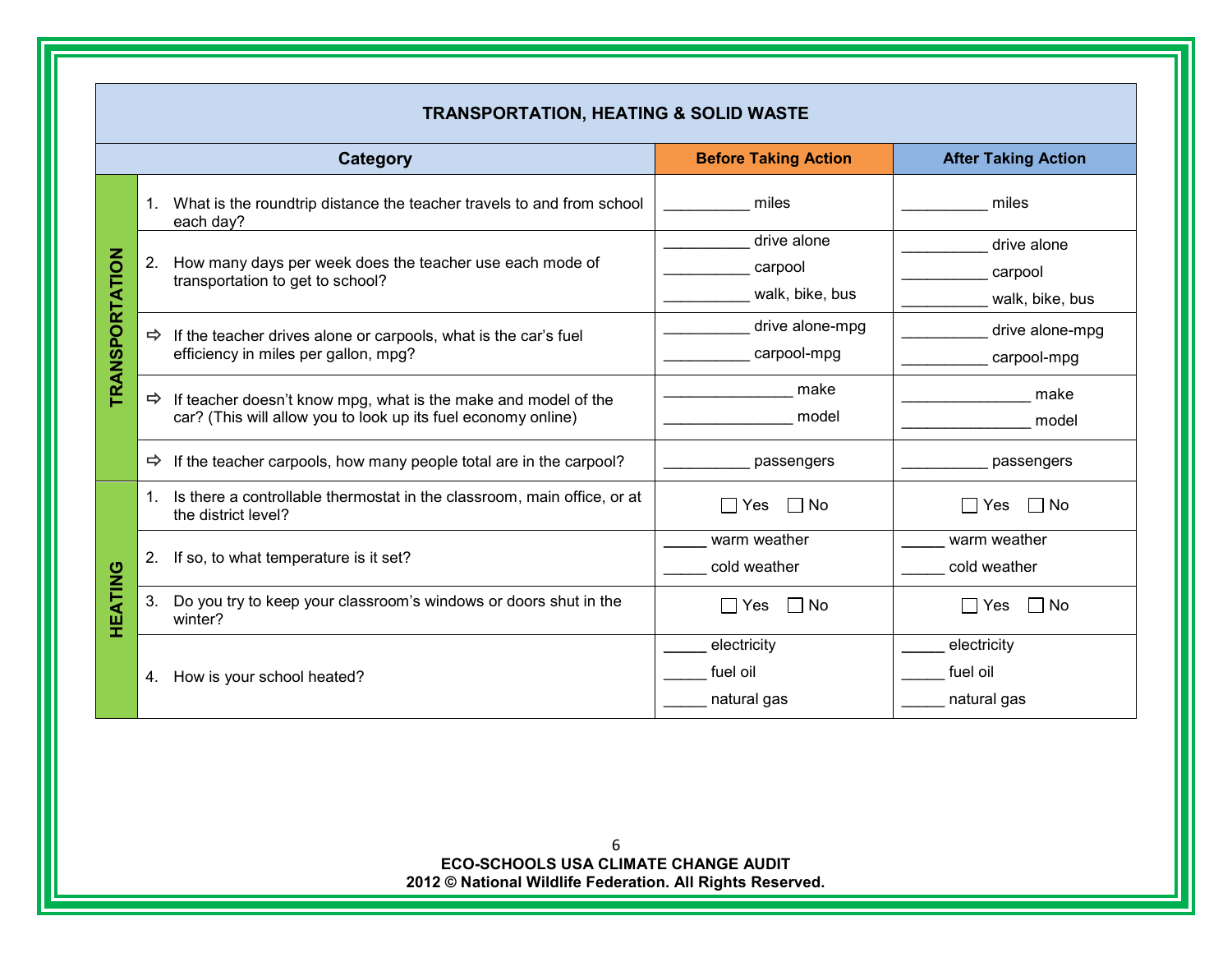| TRANSPORTATION, HEATING & SOLID WASTE | | | |
|---|---|---|---|
| Category | | Before Taking Action | After Taking Action |
| TRANSPORTATION | 1. What is the roundtrip distance the teacher travels to and from school each day? | __________ miles | __________ miles |
| | 2. How many days per week does the teacher use each mode of transportation to get to school? | __________ drive alone<br>__________ carpool<br>__________ walk, bike, bus | __________ drive alone<br>__________ carpool<br>__________ walk, bike, bus |
| | ⇨ If the teacher drives alone or carpools, what is the car's fuel efficiency in miles per gallon, mpg? | __________ drive alone-mpg<br>__________ carpool-mpg | __________ drive alone-mpg<br>__________ carpool-mpg |
| | ⇨ If teacher doesn't know mpg, what is the make and model of the car? (This will allow you to look up its fuel economy online) | _______________ make<br>_______________ model | _______________ make<br>_______________ model |
| | ⇨ If the teacher carpools, how many people total are in the carpool? | __________ passengers | __________ passengers |
| HEATING | 1. Is there a controllable thermostat in the classroom, main office, or at the district level? | ☐ Yes ☐ No | ☐ Yes ☐ No |
| | 2. If so, to what temperature is it set? | _____ warm weather<br>_____ cold weather | _____ warm weather<br>_____ cold weather |
| | 3. Do you try to keep your classroom's windows or doors shut in the winter? | ☐ Yes ☐ No | ☐ Yes ☐ No |
| | 4. How is your school heated? | _____ electricity<br>_____ fuel oil<br>_____ natural gas | _____ electricity<br>_____ fuel oil<br>_____ natural gas |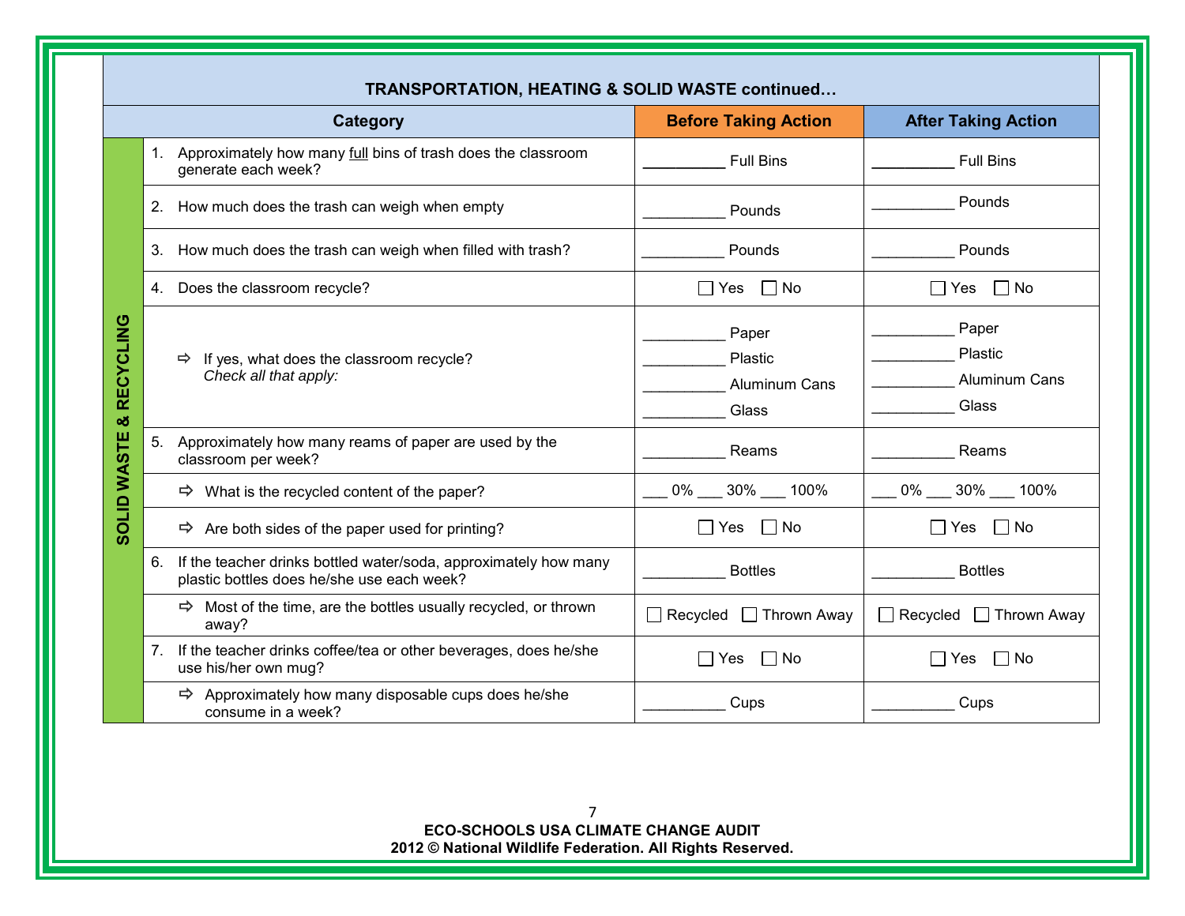**TRANSPORTATION, HEATING & SOLID WASTE continued…**

| | Category | Before Taking Action | After Taking Action |
|---|---|---|---|
| **SOLID WASTE & RECYCLING** | 1. Approximately how many full bins of trash does the classroom generate each week? | __________ Full Bins | __________ Full Bins |
| | 2. How much does the trash can weigh when empty | __________ Pounds | __________ Pounds |
| | 3. How much does the trash can weigh when filled with trash? | __________ Pounds | __________ Pounds |
| | 4. Does the classroom recycle? | ☐ Yes ☐ No | ☐ Yes ☐ No |
| | ⇨ If yes, what does the classroom recycle? *Check all that apply:* | __________ Paper<br>__________ Plastic<br>__________ Aluminum Cans<br>__________ Glass | __________ Paper<br>__________ Plastic<br>__________ Aluminum Cans<br>__________ Glass |
| | 5. Approximately how many reams of paper are used by the classroom per week? | __________ Reams | __________ Reams |
| | ⇨ What is the recycled content of the paper? | ___ 0% ___ 30% ___ 100% | ___ 0% ___ 30% ___ 100% |
| | ⇨ Are both sides of the paper used for printing? | ☐ Yes ☐ No | ☐ Yes ☐ No |
| | 6. If the teacher drinks bottled water/soda, approximately how many plastic bottles does he/she use each week? | __________ Bottles | __________ Bottles |
| | ⇨ Most of the time, are the bottles usually recycled, or thrown away? | ☐ Recycled ☐ Thrown Away | ☐ Recycled ☐ Thrown Away |
| | 7. If the teacher drinks coffee/tea or other beverages, does he/she use his/her own mug? | ☐ Yes ☐ No | ☐ Yes ☐ No |
| | ⇨ Approximately how many disposable cups does he/she consume in a week? | __________ Cups | __________ Cups |

**ECO-SCHOOLS USA CLIMATE CHANGE AUDIT**
**2012 © National Wildlife Federation. All Rights Reserved.**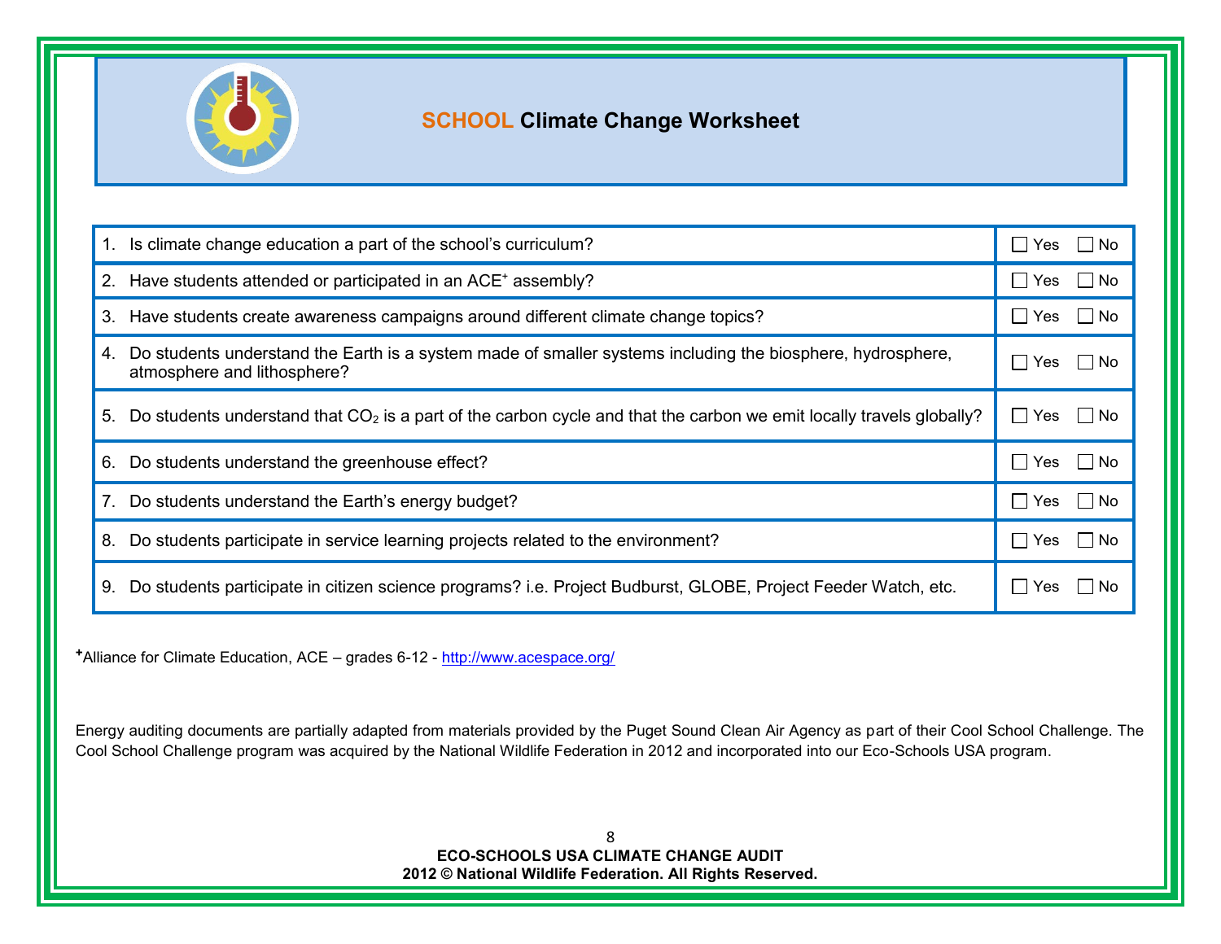# SCHOOL Climate Change Worksheet

| Question | Response |
|---|---|
| 1. Is climate change education a part of the school's curriculum? | ☐ Yes ☐ No |
| 2. Have students attended or participated in an ACE+ assembly? | ☐ Yes ☐ No |
| 3. Have students create awareness campaigns around different climate change topics? | ☐ Yes ☐ No |
| 4. Do students understand the Earth is a system made of smaller systems including the biosphere, hydrosphere, atmosphere and lithosphere? | ☐ Yes ☐ No |
| 5. Do students understand that $CO_2$ is a part of the carbon cycle and that the carbon we emit locally travels globally? | ☐ Yes ☐ No |
| 6. Do students understand the greenhouse effect? | ☐ Yes ☐ No |
| 7. Do students understand the Earth's energy budget? | ☐ Yes ☐ No |
| 8. Do students participate in service learning projects related to the environment? | ☐ Yes ☐ No |
| 9. Do students participate in citizen science programs? i.e. Project Budburst, GLOBE, Project Feeder Watch, etc. | ☐ Yes ☐ No |

+Alliance for Climate Education, ACE – grades 6-12 - http://www.acespace.org/

Energy auditing documents are partially adapted from materials provided by the Puget Sound Clean Air Agency as part of their Cool School Challenge. The Cool School Challenge program was acquired by the National Wildlife Federation in 2012 and incorporated into our Eco-Schools USA program.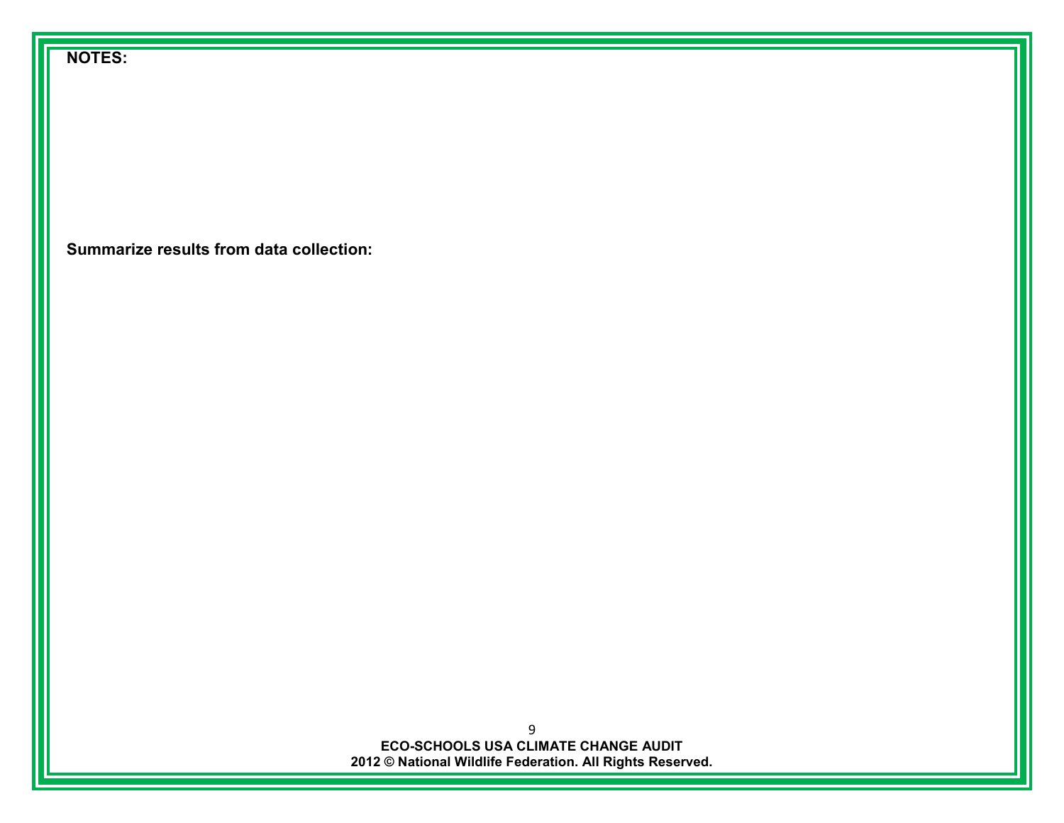**NOTES:**

**Summarize results from data collection:**